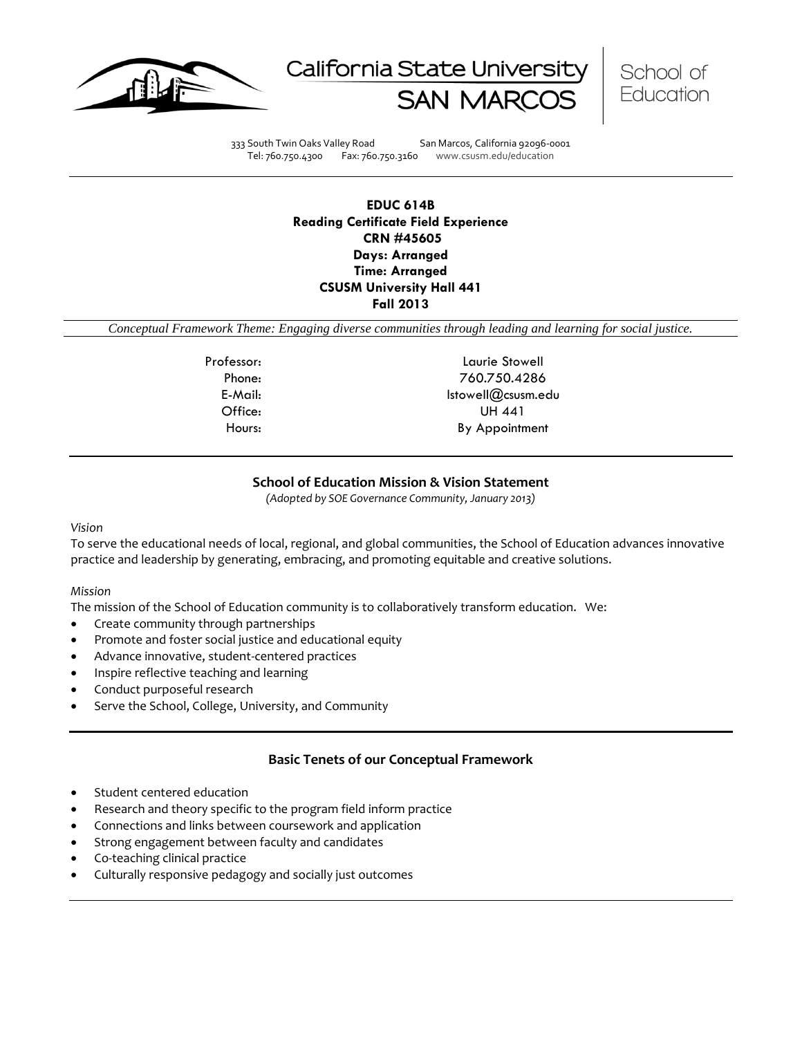California State University SAN MARCOS | School of Education

333 South Twin Oaks Valley Road San Marcos, California 92096-0001
Tel: 760.750.4300 Fax: 760.750.3160 www.csusm.edu/education

**EDUC 614B**
**Reading Certificate Field Experience**
**CRN #45605**
**Days: Arranged**
**Time: Arranged**
**CSUSM University Hall 441**
**Fall 2013**

*Conceptual Framework Theme: Engaging diverse communities through leading and learning for social justice.*

| | |
|---|---|
| Professor: | Laurie Stowell |
| Phone: | 760.750.4286 |
| E-Mail: | lstowell@csusm.edu |
| Office: | UH 441 |
| Hours: | By Appointment |

## School of Education Mission & Vision Statement

*(Adopted by SOE Governance Community, January 2013)*

*Vision*

To serve the educational needs of local, regional, and global communities, the School of Education advances innovative practice and leadership by generating, embracing, and promoting equitable and creative solutions.

*Mission*

The mission of the School of Education community is to collaboratively transform education. We:

- Create community through partnerships
- Promote and foster social justice and educational equity
- Advance innovative, student-centered practices
- Inspire reflective teaching and learning
- Conduct purposeful research
- Serve the School, College, University, and Community

## Basic Tenets of our Conceptual Framework

- Student centered education
- Research and theory specific to the program field inform practice
- Connections and links between coursework and application
- Strong engagement between faculty and candidates
- Co-teaching clinical practice
- Culturally responsive pedagogy and socially just outcomes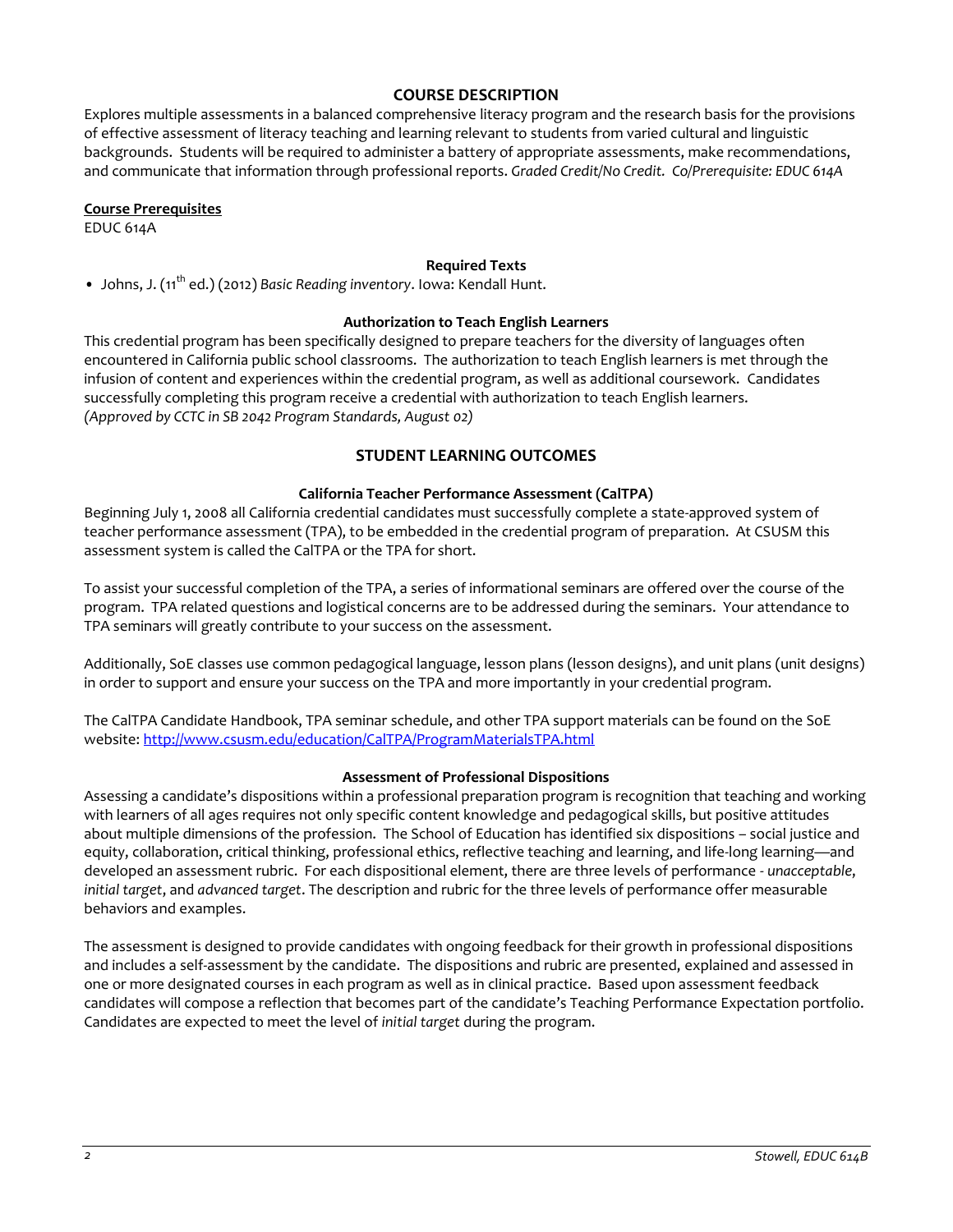## COURSE DESCRIPTION

Explores multiple assessments in a balanced comprehensive literacy program and the research basis for the provisions of effective assessment of literacy teaching and learning relevant to students from varied cultural and linguistic backgrounds. Students will be required to administer a battery of appropriate assessments, make recommendations, and communicate that information through professional reports. *Graded Credit/No Credit. Co/Prerequisite: EDUC 614A*

**Course Prerequisites**

EDUC 614A

### Required Texts

- Johns, J. (11th ed.) (2012) *Basic Reading inventory*. Iowa: Kendall Hunt.

### Authorization to Teach English Learners

This credential program has been specifically designed to prepare teachers for the diversity of languages often encountered in California public school classrooms. The authorization to teach English learners is met through the infusion of content and experiences within the credential program, as well as additional coursework. Candidates successfully completing this program receive a credential with authorization to teach English learners. *(Approved by CCTC in SB 2042 Program Standards, August 02)*

## STUDENT LEARNING OUTCOMES

### California Teacher Performance Assessment (CalTPA)

Beginning July 1, 2008 all California credential candidates must successfully complete a state-approved system of teacher performance assessment (TPA), to be embedded in the credential program of preparation. At CSUSM this assessment system is called the CalTPA or the TPA for short.

To assist your successful completion of the TPA, a series of informational seminars are offered over the course of the program. TPA related questions and logistical concerns are to be addressed during the seminars. Your attendance to TPA seminars will greatly contribute to your success on the assessment.

Additionally, SoE classes use common pedagogical language, lesson plans (lesson designs), and unit plans (unit designs) in order to support and ensure your success on the TPA and more importantly in your credential program.

The CalTPA Candidate Handbook, TPA seminar schedule, and other TPA support materials can be found on the SoE website: [http://www.csusm.edu/education/CalTPA/ProgramMaterialsTPA.html](http://www.csusm.edu/education/CalTPA/ProgramMaterialsTPA.html)

### Assessment of Professional Dispositions

Assessing a candidate's dispositions within a professional preparation program is recognition that teaching and working with learners of all ages requires not only specific content knowledge and pedagogical skills, but positive attitudes about multiple dimensions of the profession. The School of Education has identified six dispositions – social justice and equity, collaboration, critical thinking, professional ethics, reflective teaching and learning, and life-long learning—and developed an assessment rubric. For each dispositional element, there are three levels of performance - *unacceptable*, *initial target*, and *advanced target*. The description and rubric for the three levels of performance offer measurable behaviors and examples.

The assessment is designed to provide candidates with ongoing feedback for their growth in professional dispositions and includes a self-assessment by the candidate. The dispositions and rubric are presented, explained and assessed in one or more designated courses in each program as well as in clinical practice. Based upon assessment feedback candidates will compose a reflection that becomes part of the candidate's Teaching Performance Expectation portfolio. Candidates are expected to meet the level of *initial target* during the program.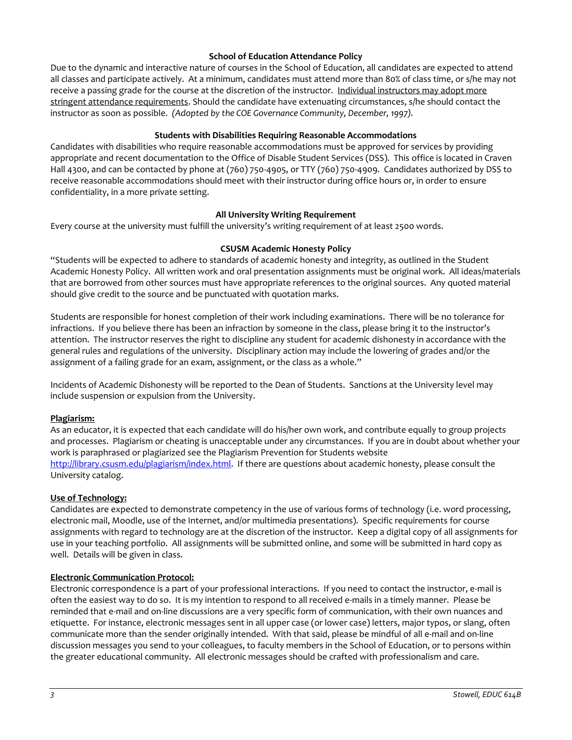### School of Education Attendance Policy

Due to the dynamic and interactive nature of courses in the School of Education, all candidates are expected to attend all classes and participate actively. At a minimum, candidates must attend more than 80% of class time, or s/he may not receive a passing grade for the course at the discretion of the instructor. Individual instructors may adopt more stringent attendance requirements. Should the candidate have extenuating circumstances, s/he should contact the instructor as soon as possible. *(Adopted by the COE Governance Community, December, 1997).*

### Students with Disabilities Requiring Reasonable Accommodations

Candidates with disabilities who require reasonable accommodations must be approved for services by providing appropriate and recent documentation to the Office of Disable Student Services (DSS). This office is located in Craven Hall 4300, and can be contacted by phone at (760) 750-4905, or TTY (760) 750-4909. Candidates authorized by DSS to receive reasonable accommodations should meet with their instructor during office hours or, in order to ensure confidentiality, in a more private setting.

### All University Writing Requirement

Every course at the university must fulfill the university's writing requirement of at least 2500 words.

### CSUSM Academic Honesty Policy

"Students will be expected to adhere to standards of academic honesty and integrity, as outlined in the Student Academic Honesty Policy. All written work and oral presentation assignments must be original work. All ideas/materials that are borrowed from other sources must have appropriate references to the original sources. Any quoted material should give credit to the source and be punctuated with quotation marks.

Students are responsible for honest completion of their work including examinations. There will be no tolerance for infractions. If you believe there has been an infraction by someone in the class, please bring it to the instructor's attention. The instructor reserves the right to discipline any student for academic dishonesty in accordance with the general rules and regulations of the university. Disciplinary action may include the lowering of grades and/or the assignment of a failing grade for an exam, assignment, or the class as a whole."

Incidents of Academic Dishonesty will be reported to the Dean of Students. Sanctions at the University level may include suspension or expulsion from the University.

**Plagiarism:**

As an educator, it is expected that each candidate will do his/her own work, and contribute equally to group projects and processes. Plagiarism or cheating is unacceptable under any circumstances. If you are in doubt about whether your work is paraphrased or plagiarized see the Plagiarism Prevention for Students website http://library.csusm.edu/plagiarism/index.html. If there are questions about academic honesty, please consult the University catalog.

**Use of Technology:**

Candidates are expected to demonstrate competency in the use of various forms of technology (i.e. word processing, electronic mail, Moodle, use of the Internet, and/or multimedia presentations). Specific requirements for course assignments with regard to technology are at the discretion of the instructor. Keep a digital copy of all assignments for use in your teaching portfolio. All assignments will be submitted online, and some will be submitted in hard copy as well. Details will be given in class.

**Electronic Communication Protocol:**

Electronic correspondence is a part of your professional interactions. If you need to contact the instructor, e-mail is often the easiest way to do so. It is my intention to respond to all received e-mails in a timely manner. Please be reminded that e-mail and on-line discussions are a very specific form of communication, with their own nuances and etiquette. For instance, electronic messages sent in all upper case (or lower case) letters, major typos, or slang, often communicate more than the sender originally intended. With that said, please be mindful of all e-mail and on-line discussion messages you send to your colleagues, to faculty members in the School of Education, or to persons within the greater educational community. All electronic messages should be crafted with professionalism and care.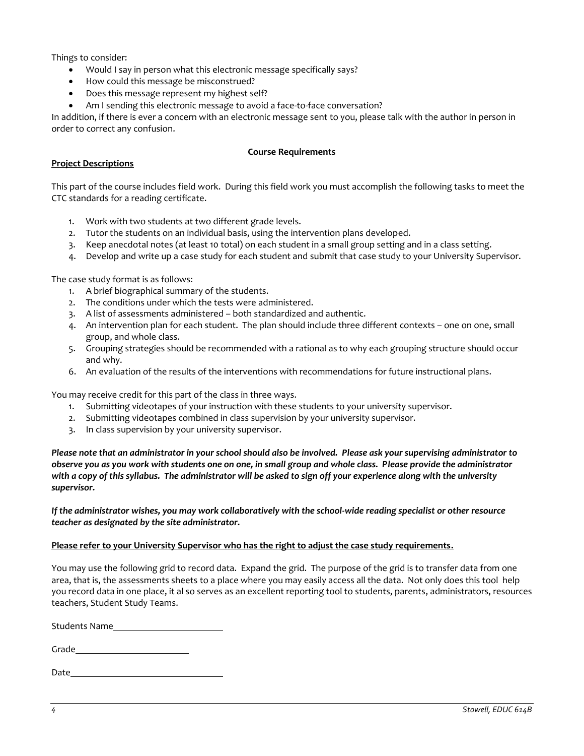Things to consider:

- Would I say in person what this electronic message specifically says?
- How could this message be misconstrued?
- Does this message represent my highest self?
- Am I sending this electronic message to avoid a face-to-face conversation?

In addition, if there is ever a concern with an electronic message sent to you, please talk with the author in person in order to correct any confusion.

## Course Requirements

**Project Descriptions**

This part of the course includes field work. During this field work you must accomplish the following tasks to meet the CTC standards for a reading certificate.

1. Work with two students at two different grade levels.
2. Tutor the students on an individual basis, using the intervention plans developed.
3. Keep anecdotal notes (at least 10 total) on each student in a small group setting and in a class setting.
4. Develop and write up a case study for each student and submit that case study to your University Supervisor.

The case study format is as follows:

1. A brief biographical summary of the students.
2. The conditions under which the tests were administered.
3. A list of assessments administered – both standardized and authentic.
4. An intervention plan for each student. The plan should include three different contexts – one on one, small group, and whole class.
5. Grouping strategies should be recommended with a rational as to why each grouping structure should occur and why.
6. An evaluation of the results of the interventions with recommendations for future instructional plans.

You may receive credit for this part of the class in three ways.

1. Submitting videotapes of your instruction with these students to your university supervisor.
2. Submitting videotapes combined in class supervision by your university supervisor.
3. In class supervision by your university supervisor.

***Please note that an administrator in your school should also be involved. Please ask your supervising administrator to observe you as you work with students one on one, in small group and whole class. Please provide the administrator with a copy of this syllabus. The administrator will be asked to sign off your experience along with the university supervisor.***

***If the administrator wishes, you may work collaboratively with the school-wide reading specialist or other resource teacher as designated by the site administrator.***

**Please refer to your University Supervisor who has the right to adjust the case study requirements.**

You may use the following grid to record data. Expand the grid. The purpose of the grid is to transfer data from one area, that is, the assessments sheets to a place where you may easily access all the data. Not only does this tool help you record data in one place, it al so serves as an excellent reporting tool to students, parents, administrators, resources teachers, Student Study Teams.

Students Name\_\_\_\_\_\_\_\_\_\_\_\_\_\_\_\_\_\_\_\_\_\_\_\_

Grade\_\_\_\_\_\_\_\_\_\_\_\_\_\_\_\_\_\_\_\_\_\_\_\_

Date\_\_\_\_\_\_\_\_\_\_\_\_\_\_\_\_\_\_\_\_\_\_\_\_\_\_\_\_\_\_\_\_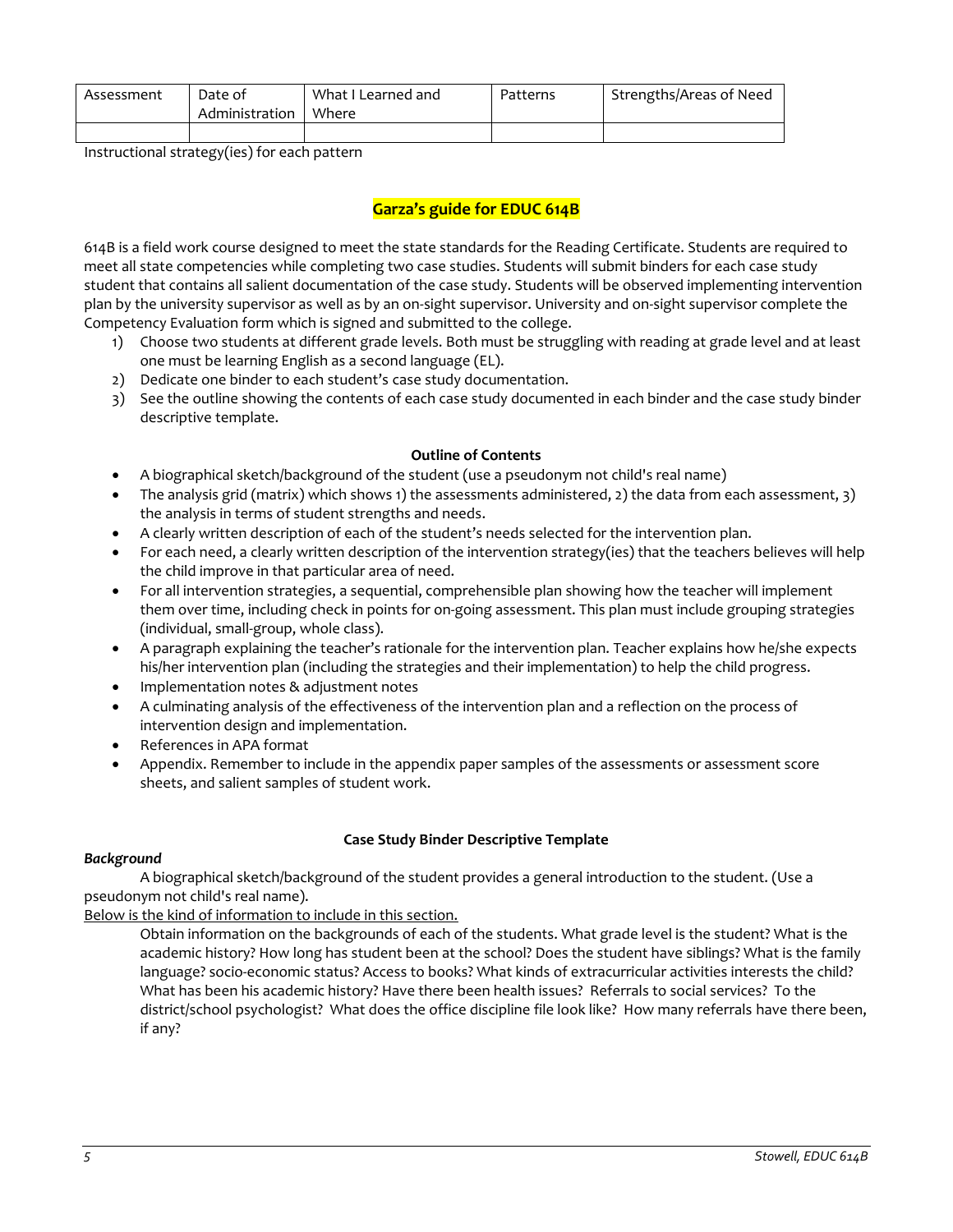| Assessment | Date of Administration | What I Learned and Where | Patterns | Strengths/Areas of Need |
|---|---|---|---|---|
| | | | | |

Instructional strategy(ies) for each pattern

## Garza's guide for EDUC 614B

614B is a field work course designed to meet the state standards for the Reading Certificate. Students are required to meet all state competencies while completing two case studies. Students will submit binders for each case study student that contains all salient documentation of the case study. Students will be observed implementing intervention plan by the university supervisor as well as by an on-sight supervisor. University and on-sight supervisor complete the Competency Evaluation form which is signed and submitted to the college.

1) Choose two students at different grade levels. Both must be struggling with reading at grade level and at least one must be learning English as a second language (EL).
2) Dedicate one binder to each student's case study documentation.
3) See the outline showing the contents of each case study documented in each binder and the case study binder descriptive template.

**Outline of Contents**

- A biographical sketch/background of the student (use a pseudonym not child's real name)
- The analysis grid (matrix) which shows 1) the assessments administered, 2) the data from each assessment, 3) the analysis in terms of student strengths and needs.
- A clearly written description of each of the student's needs selected for the intervention plan.
- For each need, a clearly written description of the intervention strategy(ies) that the teachers believes will help the child improve in that particular area of need.
- For all intervention strategies, a sequential, comprehensible plan showing how the teacher will implement them over time, including check in points for on-going assessment. This plan must include grouping strategies (individual, small-group, whole class).
- A paragraph explaining the teacher's rationale for the intervention plan. Teacher explains how he/she expects his/her intervention plan (including the strategies and their implementation) to help the child progress.
- Implementation notes & adjustment notes
- A culminating analysis of the effectiveness of the intervention plan and a reflection on the process of intervention design and implementation.
- References in APA format
- Appendix. Remember to include in the appendix paper samples of the assessments or assessment score sheets, and salient samples of student work.

**Case Study Binder Descriptive Template**

***Background***

A biographical sketch/background of the student provides a general introduction to the student. (Use a pseudonym not child's real name).

Below is the kind of information to include in this section.

Obtain information on the backgrounds of each of the students. What grade level is the student? What is the academic history? How long has student been at the school? Does the student have siblings? What is the family language? socio-economic status? Access to books? What kinds of extracurricular activities interests the child? What has been his academic history? Have there been health issues? Referrals to social services? To the district/school psychologist? What does the office discipline file look like? How many referrals have there been, if any?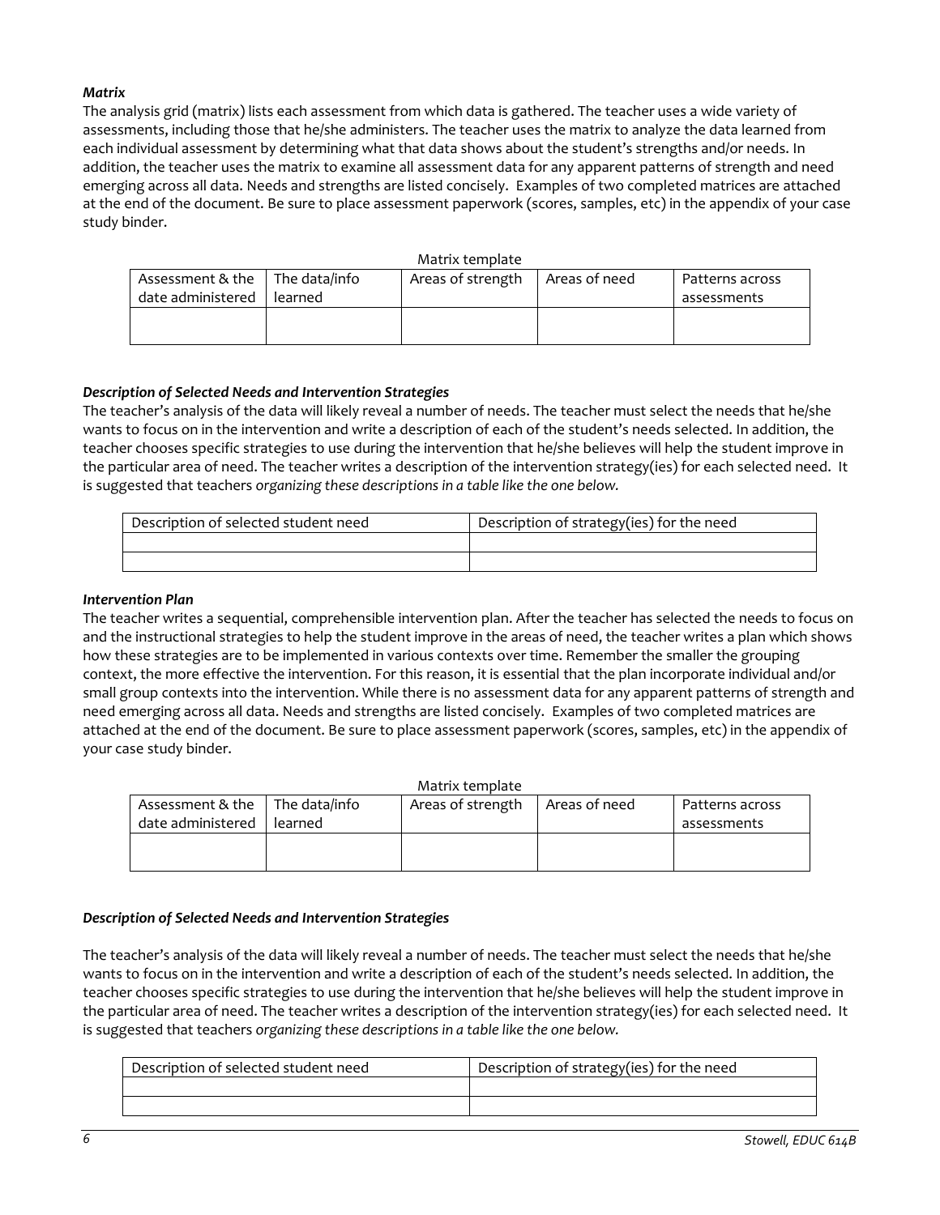***Matrix***

The analysis grid (matrix) lists each assessment from which data is gathered. The teacher uses a wide variety of assessments, including those that he/she administers. The teacher uses the matrix to analyze the data learned from each individual assessment by determining what that data shows about the student's strengths and/or needs. In addition, the teacher uses the matrix to examine all assessment data for any apparent patterns of strength and need emerging across all data. Needs and strengths are listed concisely. Examples of two completed matrices are attached at the end of the document. Be sure to place assessment paperwork (scores, samples, etc) in the appendix of your case study binder.

Matrix template

| Assessment & the date administered | The data/info learned | Areas of strength | Areas of need | Patterns across assessments |
|---|---|---|---|---|
| | | | | |

***Description of Selected Needs and Intervention Strategies***

The teacher's analysis of the data will likely reveal a number of needs. The teacher must select the needs that he/she wants to focus on in the intervention and write a description of each of the student's needs selected. In addition, the teacher chooses specific strategies to use during the intervention that he/she believes will help the student improve in the particular area of need. The teacher writes a description of the intervention strategy(ies) for each selected need. It is suggested that teachers *organizing these descriptions in a table like the one below.*

| Description of selected student need | Description of strategy(ies) for the need |
|---|---|
| | |
| | |

***Intervention Plan***

The teacher writes a sequential, comprehensible intervention plan. After the teacher has selected the needs to focus on and the instructional strategies to help the student improve in the areas of need, the teacher writes a plan which shows how these strategies are to be implemented in various contexts over time. Remember the smaller the grouping context, the more effective the intervention. For this reason, it is essential that the plan incorporate individual and/or small group contexts into the intervention. While there is no assessment data for any apparent patterns of strength and need emerging across all data. Needs and strengths are listed concisely. Examples of two completed matrices are attached at the end of the document. Be sure to place assessment paperwork (scores, samples, etc) in the appendix of your case study binder.

Matrix template

| Assessment & the date administered | The data/info learned | Areas of strength | Areas of need | Patterns across assessments |
|---|---|---|---|---|
| | | | | |

***Description of Selected Needs and Intervention Strategies***

The teacher's analysis of the data will likely reveal a number of needs. The teacher must select the needs that he/she wants to focus on in the intervention and write a description of each of the student's needs selected. In addition, the teacher chooses specific strategies to use during the intervention that he/she believes will help the student improve in the particular area of need. The teacher writes a description of the intervention strategy(ies) for each selected need. It is suggested that teachers *organizing these descriptions in a table like the one below.*

| Description of selected student need | Description of strategy(ies) for the need |
|---|---|
| | |
| | |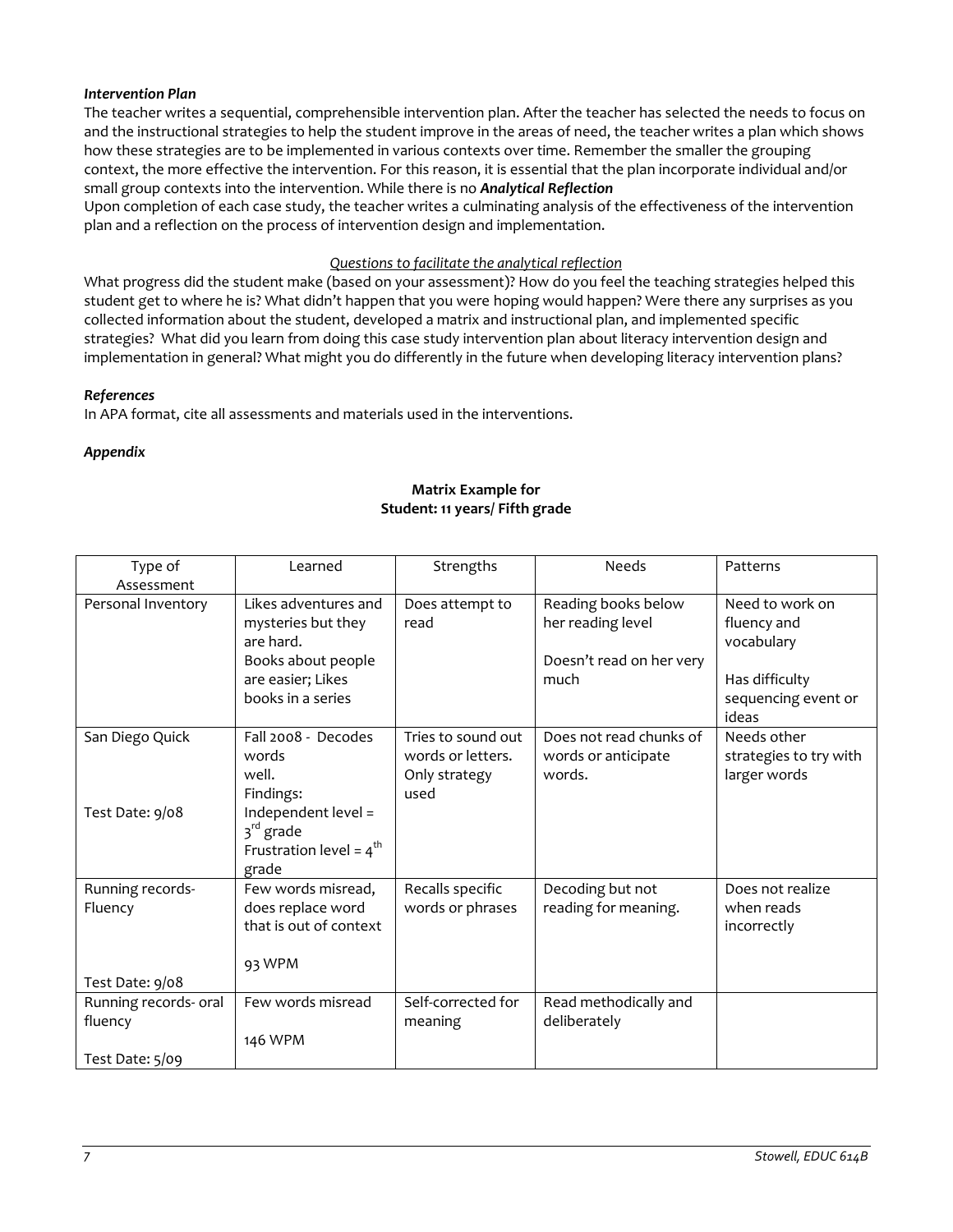***Intervention Plan***

The teacher writes a sequential, comprehensible intervention plan. After the teacher has selected the needs to focus on and the instructional strategies to help the student improve in the areas of need, the teacher writes a plan which shows how these strategies are to be implemented in various contexts over time. Remember the smaller the grouping context, the more effective the intervention. For this reason, it is essential that the plan incorporate individual and/or small group contexts into the intervention. While there is no ***Analytical Reflection***

Upon completion of each case study, the teacher writes a culminating analysis of the effectiveness of the intervention plan and a reflection on the process of intervention design and implementation.

*Questions to facilitate the analytical reflection*

What progress did the student make (based on your assessment)? How do you feel the teaching strategies helped this student get to where he is? What didn't happen that you were hoping would happen? Were there any surprises as you collected information about the student, developed a matrix and instructional plan, and implemented specific strategies? What did you learn from doing this case study intervention plan about literacy intervention design and implementation in general? What might you do differently in the future when developing literacy intervention plans?

***References***

In APA format, cite all assessments and materials used in the interventions.

***Appendix***

**Matrix Example for**
**Student: 11 years/ Fifth grade**

| Type of Assessment | Learned | Strengths | Needs | Patterns |
|---|---|---|---|---|
| Personal Inventory | Likes adventures and mysteries but they are hard. Books about people are easier; Likes books in a series | Does attempt to read | Reading books below her reading level<br><br>Doesn't read on her very much | Need to work on fluency and vocabulary<br><br>Has difficulty sequencing event or ideas |
| San Diego Quick<br><br>Test Date: 9/08 | Fall 2008 - Decodes words well.<br>Findings:<br>Independent level = 3rd grade<br>Frustration level = 4th grade | Tries to sound out words or letters. Only strategy used | Does not read chunks of words or anticipate words. | Needs other strategies to try with larger words |
| Running records-Fluency<br><br>Test Date: 9/08 | Few words misread, does replace word that is out of context<br><br>93 WPM | Recalls specific words or phrases | Decoding but not reading for meaning. | Does not realize when reads incorrectly |
| Running records- oral fluency<br><br>Test Date: 5/09 | Few words misread<br><br>146 WPM | Self-corrected for meaning | Read methodically and deliberately | |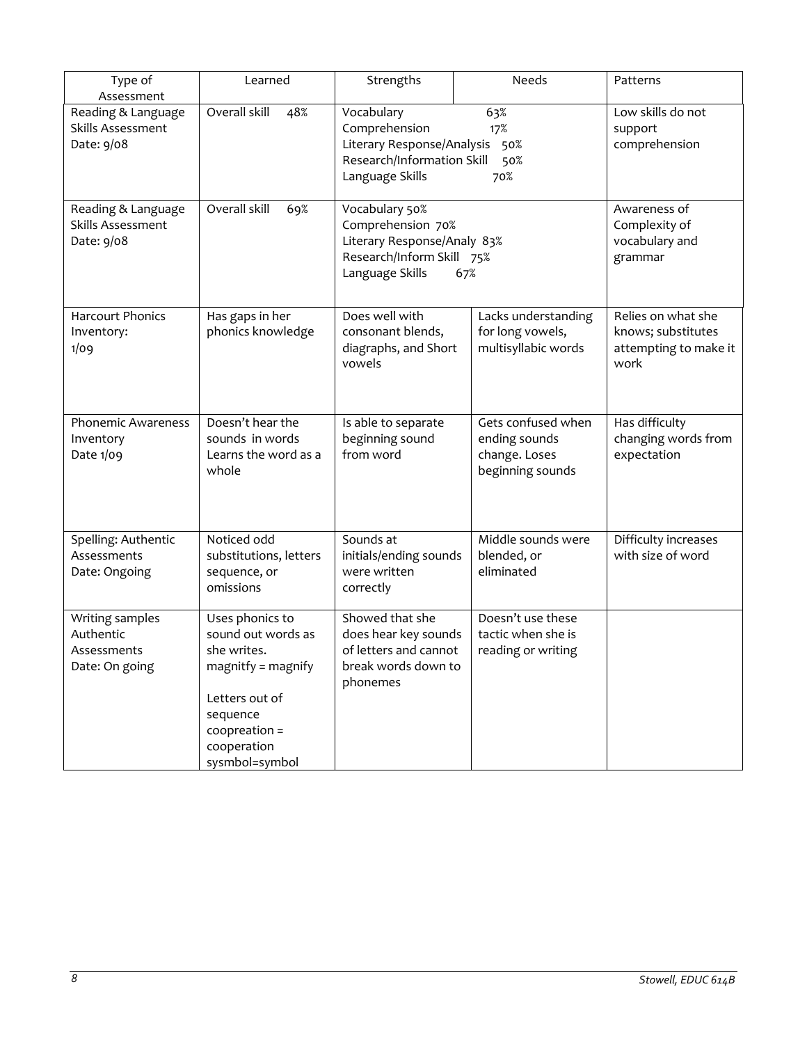| Type of Assessment | Learned | Strengths | Needs | Patterns |
|---|---|---|---|---|
| Reading & Language Skills Assessment Date: 9/08 | Overall skill 48% | Vocabulary 63%<br>Comprehension 17%<br>Literary Response/Analysis 50%<br>Research/Information Skill 50%<br>Language Skills 70% | | Low skills do not support comprehension |
| Reading & Language Skills Assessment Date: 9/08 | Overall skill 69% | Vocabulary 50%<br>Comprehension 70%<br>Literary Response/Analy 83%<br>Research/Inform Skill 75%<br>Language Skills 67% | | Awareness of Complexity of vocabulary and grammar |
| Harcourt Phonics Inventory: 1/09 | Has gaps in her phonics knowledge | Does well with consonant blends, diagraphs, and Short vowels | Lacks understanding for long vowels, multisyllabic words | Relies on what she knows; substitutes attempting to make it work |
| Phonemic Awareness Inventory Date 1/09 | Doesn't hear the sounds in words Learns the word as a whole | Is able to separate beginning sound from word | Gets confused when ending sounds change. Loses beginning sounds | Has difficulty changing words from expectation |
| Spelling: Authentic Assessments Date: Ongoing | Noticed odd substitutions, letters sequence, or omissions | Sounds at initials/ending sounds were written correctly | Middle sounds were blended, or eliminated | Difficulty increases with size of word |
| Writing samples Authentic Assessments Date: On going | Uses phonics to sound out words as she writes.<br>magnitfy = magnify<br><br>Letters out of sequence<br>coopreation = cooperation<br>sysmbol=symbol | Showed that she does hear key sounds of letters and cannot break words down to phonemes | Doesn't use these tactic when she is reading or writing | |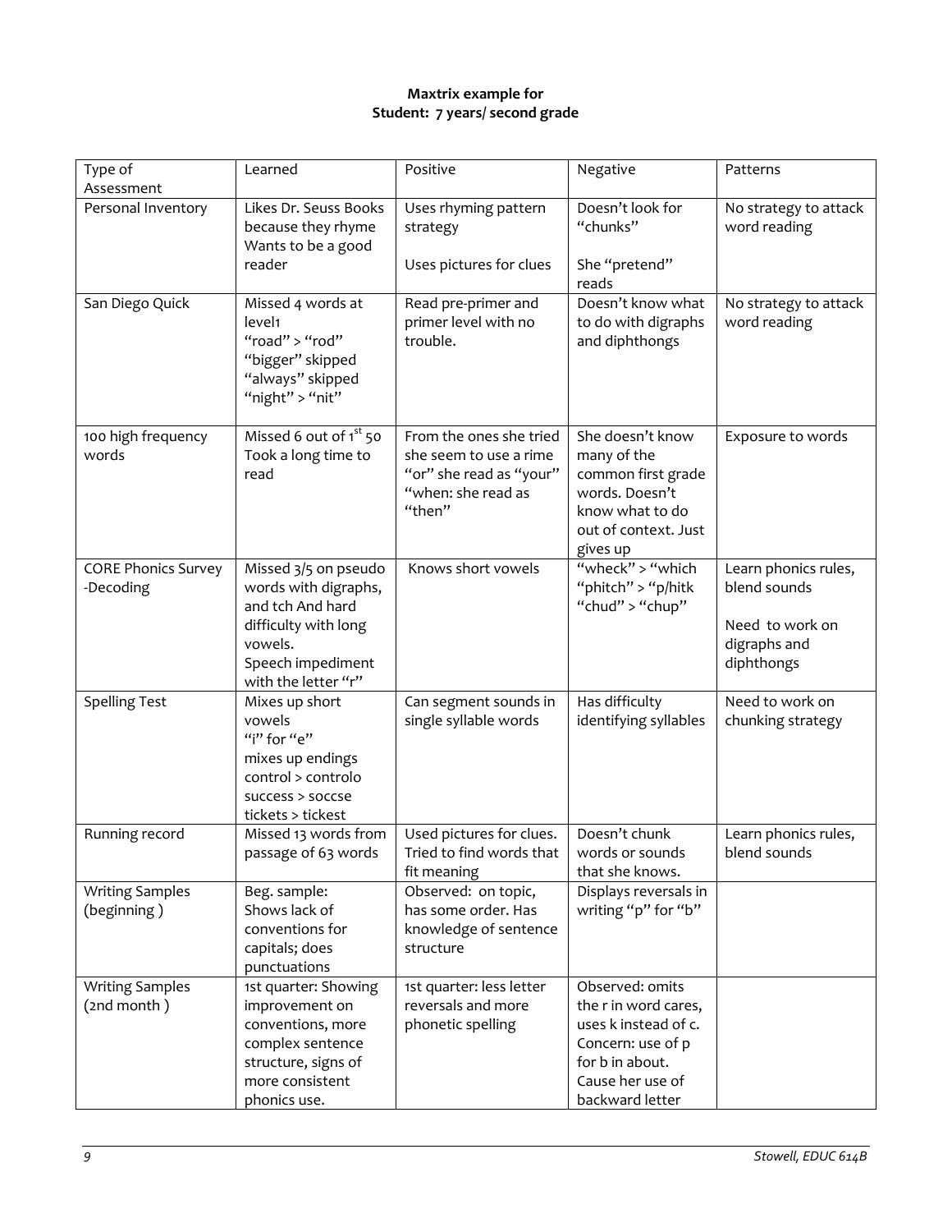**Maxtrix example for**
**Student: 7 years/ second grade**

| Type of Assessment | Learned | Positive | Negative | Patterns |
|---|---|---|---|---|
| Personal Inventory | Likes Dr. Seuss Books because they rhyme Wants to be a good reader | Uses rhyming pattern strategy<br><br>Uses pictures for clues | Doesn't look for "chunks"<br><br>She "pretend" reads | No strategy to attack word reading |
| San Diego Quick | Missed 4 words at level1<br>"road" > "rod"<br>"bigger" skipped<br>"always" skipped<br>"night" > "nit" | Read pre-primer and primer level with no trouble. | Doesn't know what to do with digraphs and diphthongs | No strategy to attack word reading |
| 100 high frequency words | Missed 6 out of 1st 50<br>Took a long time to read | From the ones she tried she seem to use a rime "or" she read as "your" "when: she read as "then" | She doesn't know many of the common first grade words. Doesn't know what to do out of context. Just gives up | Exposure to words |
| CORE Phonics Survey -Decoding | Missed 3/5 on pseudo words with digraphs, and tch And hard difficulty with long vowels.<br>Speech impediment with the letter "r" | Knows short vowels | "wheck" > "which<br>"phitch" > "p/hitk<br>"chud" > "chup" | Learn phonics rules, blend sounds<br><br>Need to work on digraphs and diphthongs |
| Spelling Test | Mixes up short vowels<br>"i" for "e"<br>mixes up endings<br>control > controlo<br>success > soccse<br>tickets > tickest | Can segment sounds in single syllable words | Has difficulty identifying syllables | Need to work on chunking strategy |
| Running record | Missed 13 words from passage of 63 words | Used pictures for clues. Tried to find words that fit meaning | Doesn't chunk words or sounds that she knows. | Learn phonics rules, blend sounds |
| Writing Samples (beginning ) | Beg. sample: Shows lack of conventions for capitals; does punctuations | Observed: on topic, has some order. Has knowledge of sentence structure | Displays reversals in writing "p" for "b" | |
| Writing Samples (2nd month ) | 1st quarter: Showing improvement on conventions, more complex sentence structure, signs of more consistent phonics use. | 1st quarter: less letter reversals and more phonetic spelling | Observed: omits the r in word cares, uses k instead of c. Concern: use of p for b in about. Cause her use of backward letter | |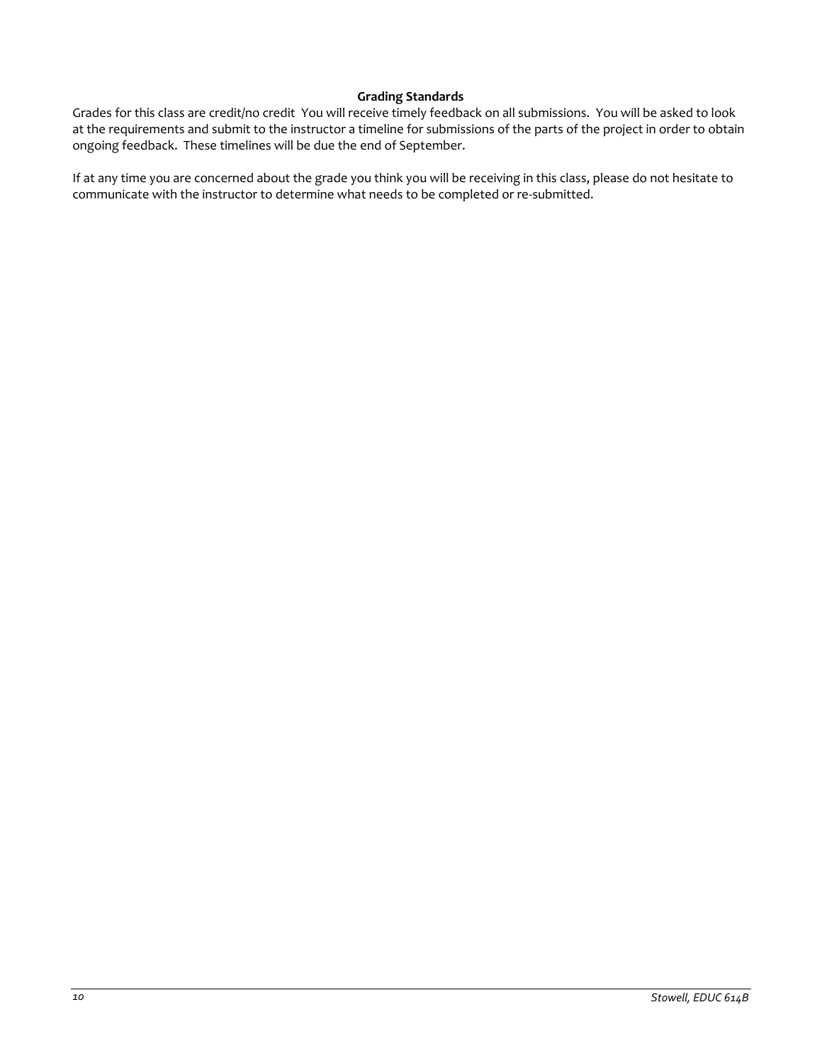### Grading Standards

Grades for this class are credit/no credit You will receive timely feedback on all submissions. You will be asked to look at the requirements and submit to the instructor a timeline for submissions of the parts of the project in order to obtain ongoing feedback. These timelines will be due the end of September.

If at any time you are concerned about the grade you think you will be receiving in this class, please do not hesitate to communicate with the instructor to determine what needs to be completed or re-submitted.